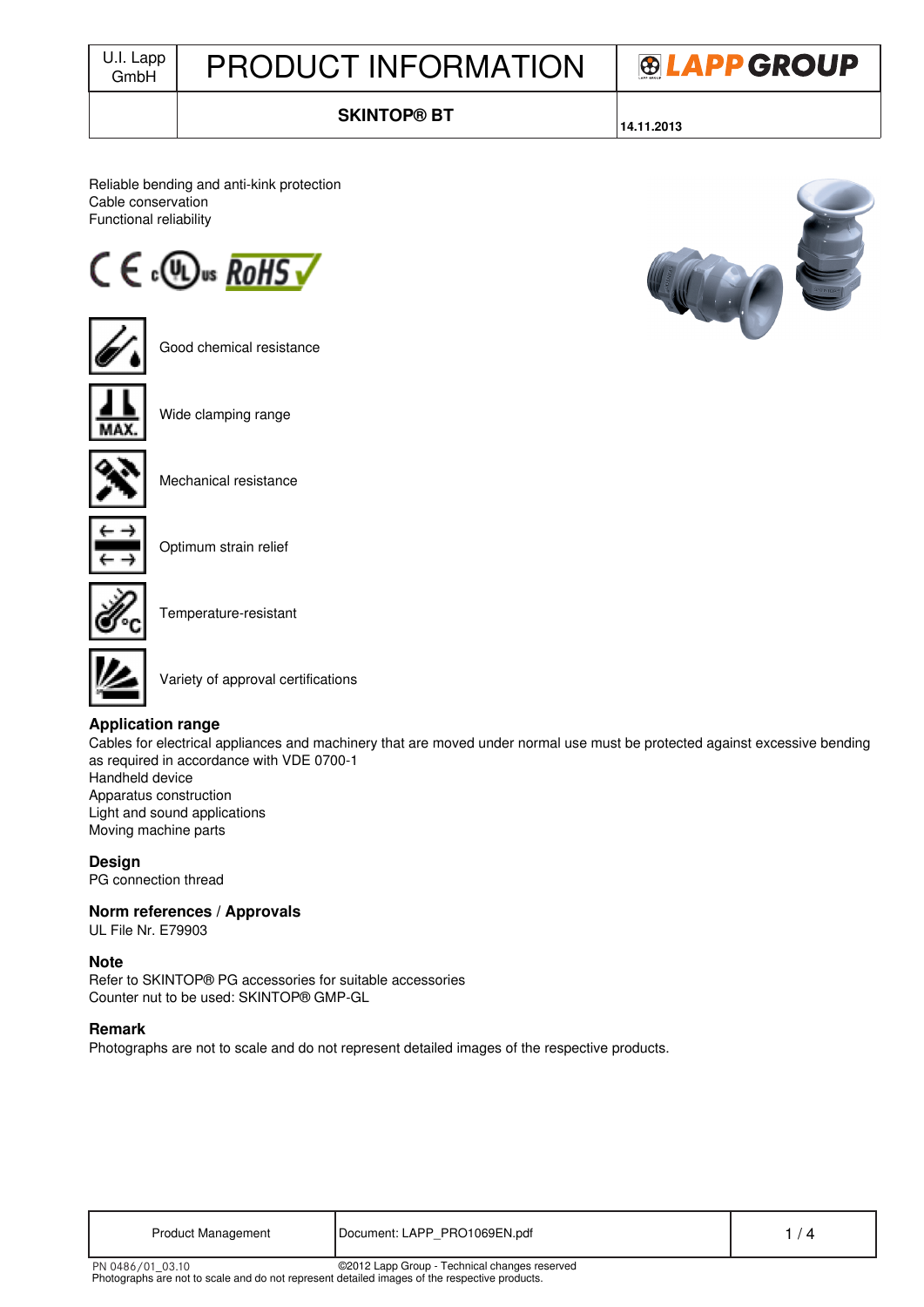# PRODUCT INFORMATION

U.I. Lapp GmbH

**SKINTOP® BT**

**14.11.2013**

Reliable bending and anti-kink protection
Cable conservation
Functional reliability

Good chemical resistance

Wide clamping range

Mechanical resistance

Optimum strain relief

Temperature-resistant

Variety of approval certifications

## Application range

Cables for electrical appliances and machinery that are moved under normal use must be protected against excessive bending as required in accordance with VDE 0700-1
Handheld device
Apparatus construction
Light and sound applications
Moving machine parts

## Design

PG connection thread

## Norm references / Approvals

UL File Nr. E79903

## Note

Refer to SKINTOP® PG accessories for suitable accessories
Counter nut to be used: SKINTOP® GMP-GL

## Remark

Photographs are not to scale and do not represent detailed images of the respective products.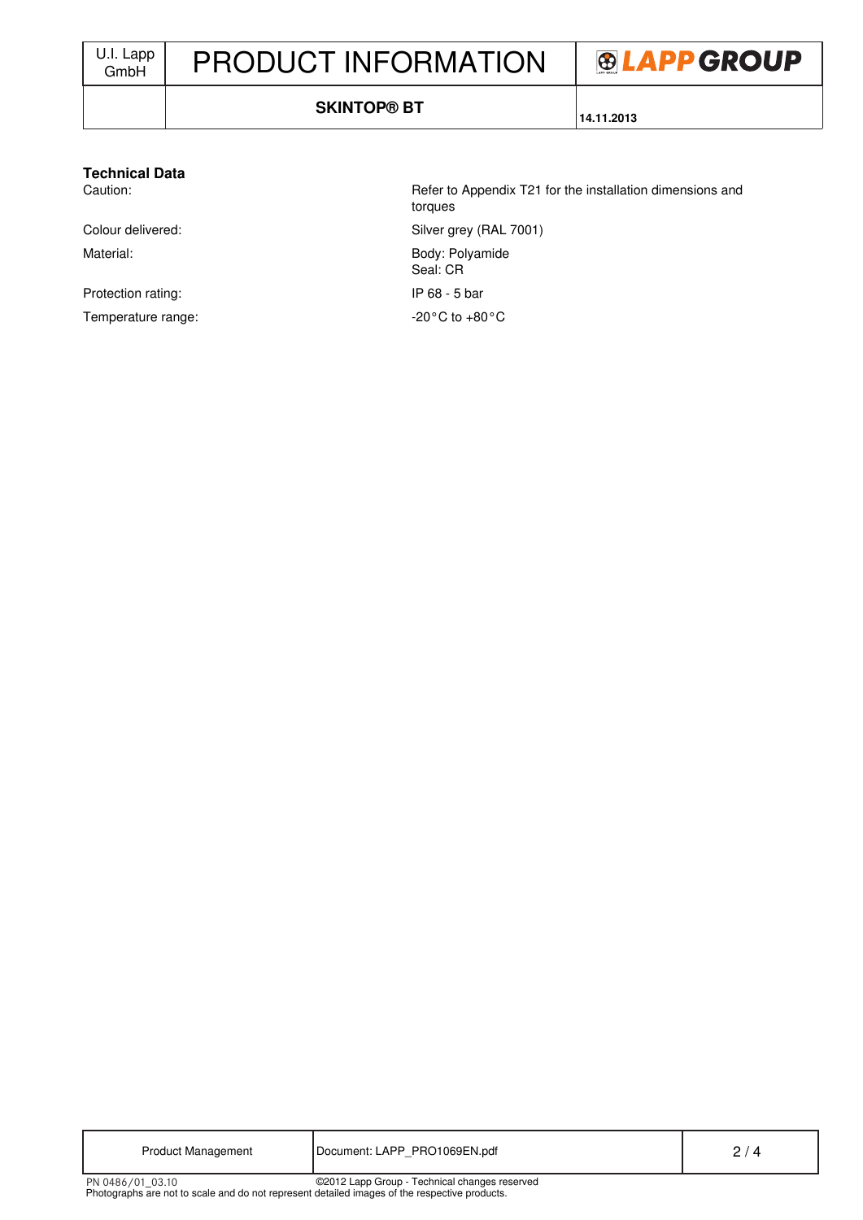## Technical Data

| | |
|---|---|
| Caution: | Refer to Appendix T21 for the installation dimensions and torques |
| Colour delivered: | Silver grey (RAL 7001) |
| Material: | Body: Polyamide<br>Seal: CR |
| Protection rating: | IP 68 - 5 bar |
| Temperature range: | -20°C to +80°C |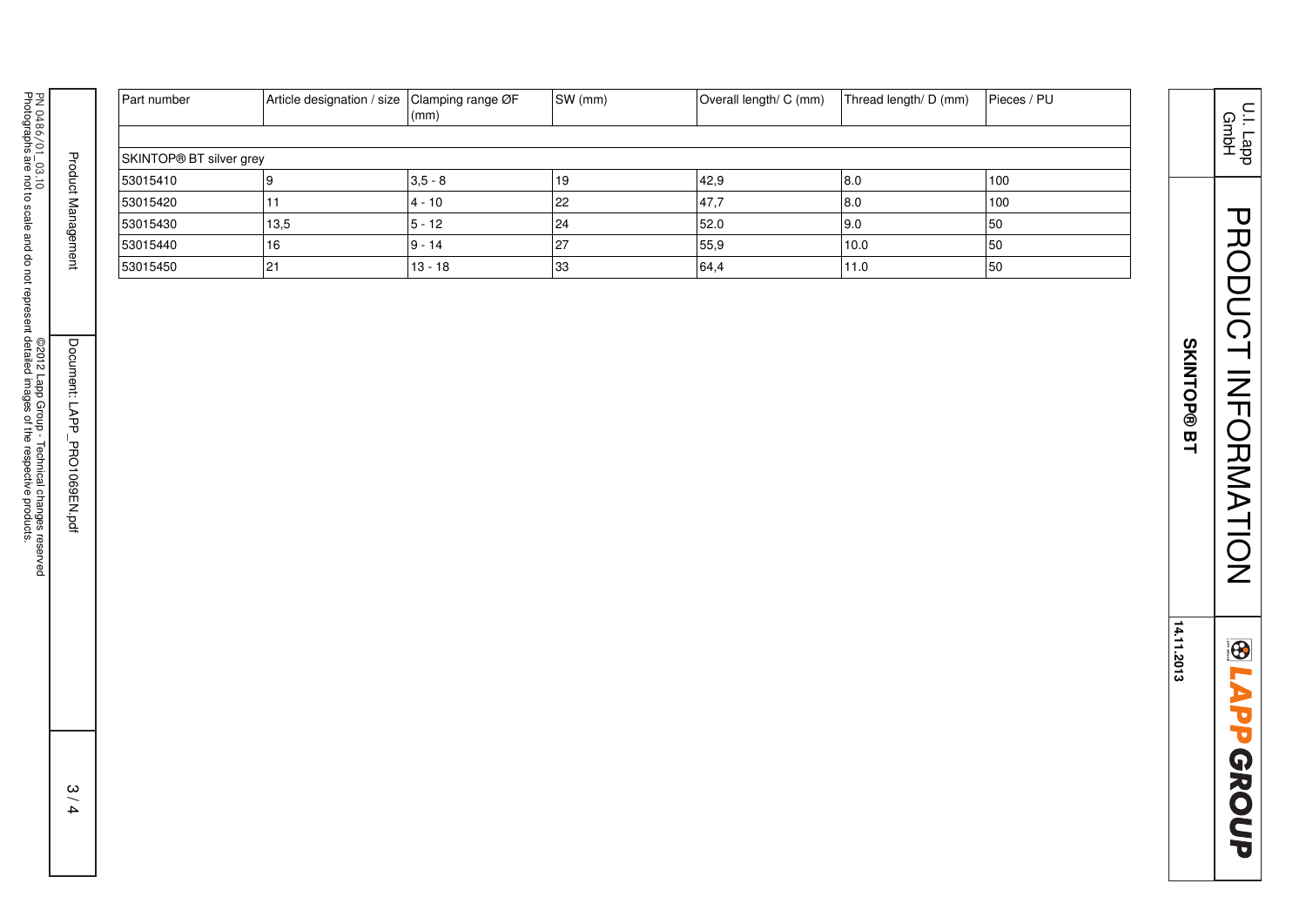| Part number | Article designation / size | Clamping range ØF (mm) | SW (mm) | Overall length/ C (mm) | Thread length/ D (mm) | Pieces / PU |
|---|---|---|---|---|---|---|
| | | | | | | |
| SKINTOP® BT silver grey | | | | | | |
| 53015410 | 9 | 3,5 - 8 | 19 | 42,9 | 8.0 | 100 |
| 53015420 | 11 | 4 - 10 | 22 | 47,7 | 8.0 | 100 |
| 53015430 | 13,5 | 5 - 12 | 24 | 52.0 | 9.0 | 50 |
| 53015440 | 16 | 9 - 14 | 27 | 55,9 | 10.0 | 50 |
| 53015450 | 21 | 13 - 18 | 33 | 64,4 | 11.0 | 50 |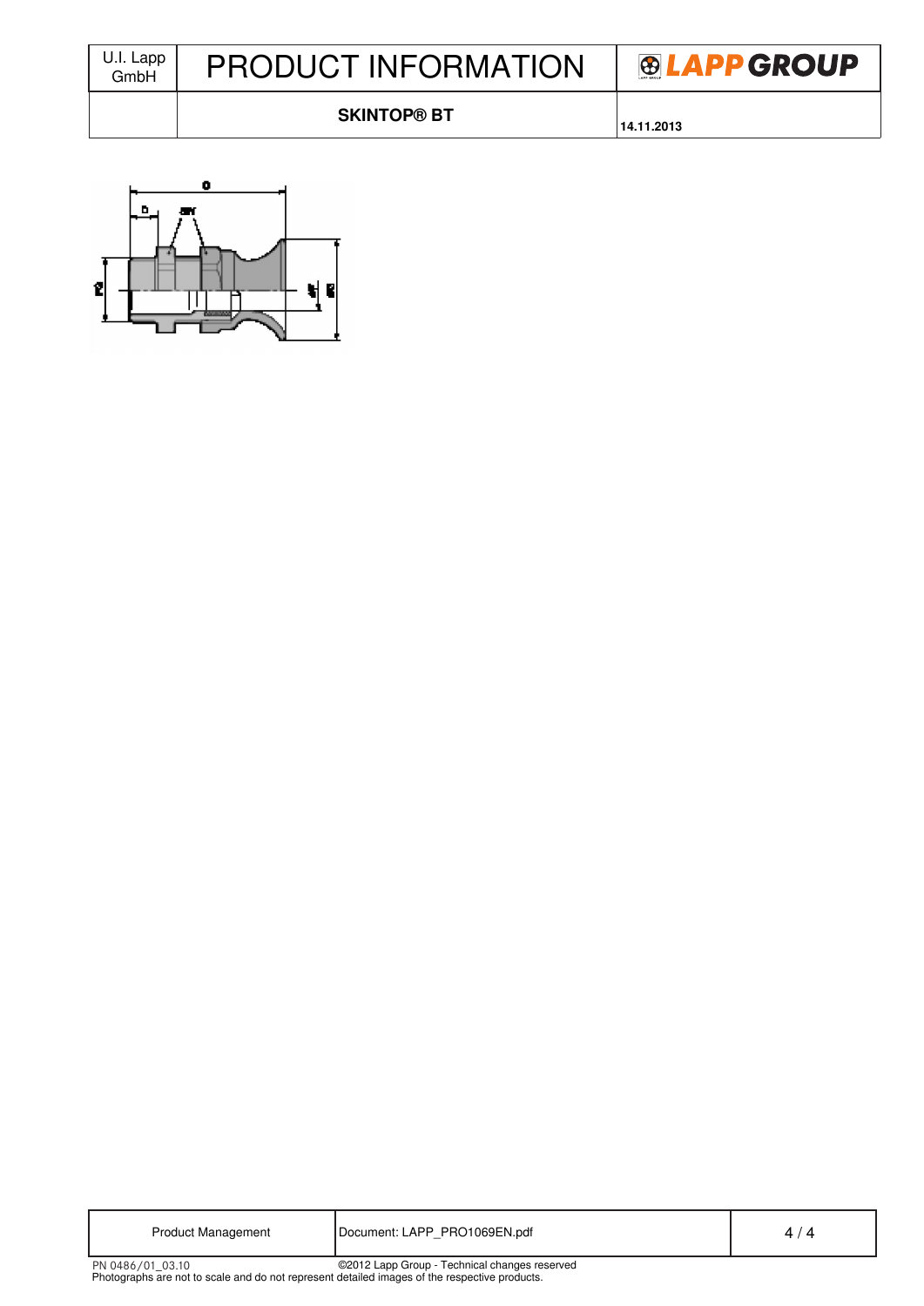SKINTOP® BT

14.11.2013